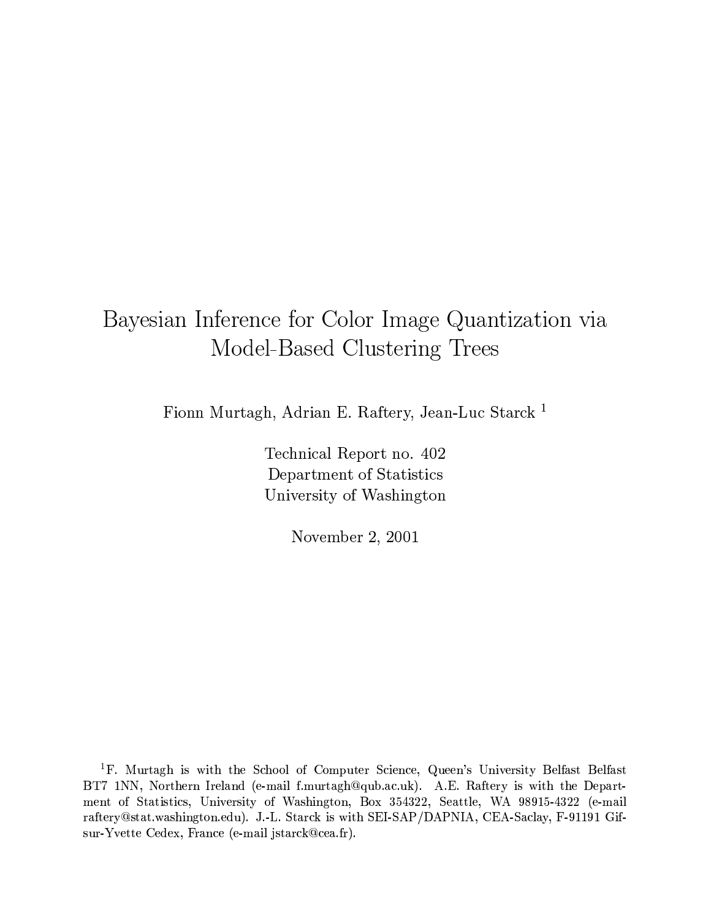# Bayesian Inference for Color Image Quantization via Model-Based Clustering Trees

Fionn Murtagh, Adrian E. Raftery, Jean-Luc Starck [1]

Technical Report no. 402
Department of Statistics
University of Washington

November 2, 2001

[1] F. Murtagh is with the School of Computer Science, Queen's University Belfast Belfast BT7 1NN, Northern Ireland (e-mail f.murtagh@qub.ac.uk). A.E. Raftery is with the Department of Statistics, University of Washington, Box 354322, Seattle, WA 98915-4322 (e-mail raftery@stat.washington.edu). J.-L. Starck is with SEI-SAP/DAPNIA, CEA-Saclay, F-91191 Gif-sur-Yvette Cedex, France (e-mail jstarck@cea.fr).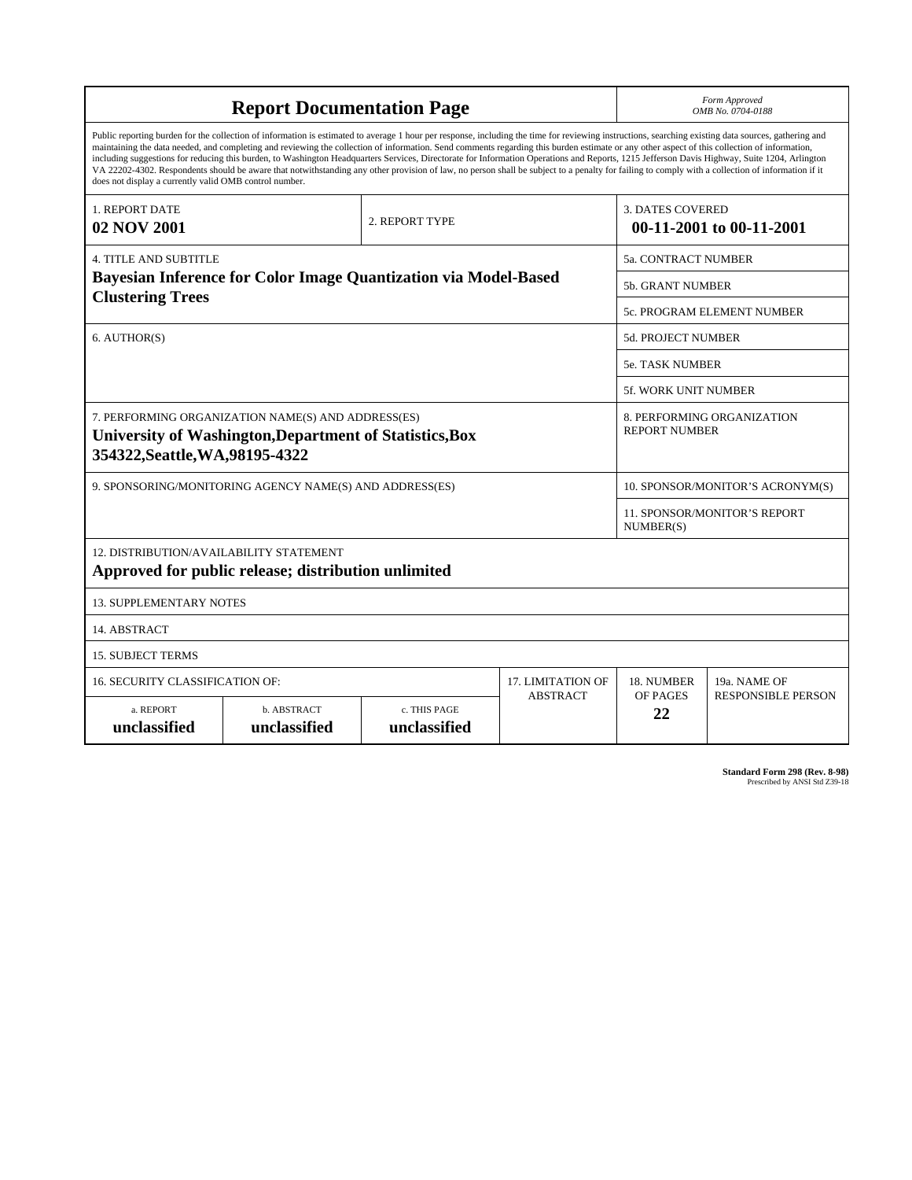# Report Documentation Page

*Form Approved*
*OMB No. 0704-0188*

Public reporting burden for the collection of information is estimated to average 1 hour per response, including the time for reviewing instructions, searching existing data sources, gathering and maintaining the data needed, and completing and reviewing the collection of information. Send comments regarding this burden estimate or any other aspect of this collection of information, including suggestions for reducing this burden, to Washington Headquarters Services, Directorate for Information Operations and Reports, 1215 Jefferson Davis Highway, Suite 1204, Arlington VA 22202-4302. Respondents should be aware that notwithstanding any other provision of law, no person shall be subject to a penalty for failing to comply with a collection of information if it does not display a currently valid OMB control number.

| 1. REPORT DATE | 2. REPORT TYPE | 3. DATES COVERED |
|---|---|---|
| **02 NOV 2001** | | **00-11-2001 to 00-11-2001** |

| 4. TITLE AND SUBTITLE | |
|---|---|
| **Bayesian Inference for Color Image Quantization via Model-Based Clustering Trees** | 5a. CONTRACT NUMBER |
| | 5b. GRANT NUMBER |
| | 5c. PROGRAM ELEMENT NUMBER |
| 6. AUTHOR(S) | 5d. PROJECT NUMBER |
| | 5e. TASK NUMBER |
| | 5f. WORK UNIT NUMBER |
| 7. PERFORMING ORGANIZATION NAME(S) AND ADDRESS(ES) **University of Washington,Department of Statistics,Box 354322,Seattle,WA,98195-4322** | 8. PERFORMING ORGANIZATION REPORT NUMBER |
| 9. SPONSORING/MONITORING AGENCY NAME(S) AND ADDRESS(ES) | 10. SPONSOR/MONITOR'S ACRONYM(S) |
| | 11. SPONSOR/MONITOR'S REPORT NUMBER(S) |

12. DISTRIBUTION/AVAILABILITY STATEMENT
**Approved for public release; distribution unlimited**

13. SUPPLEMENTARY NOTES

14. ABSTRACT

15. SUBJECT TERMS

| 16. SECURITY CLASSIFICATION OF: | | | 17. LIMITATION OF ABSTRACT | 18. NUMBER OF PAGES | 19a. NAME OF RESPONSIBLE PERSON |
|---|---|---|---|---|---|
| a. REPORT | b. ABSTRACT | c. THIS PAGE | | | |
| **unclassified** | **unclassified** | **unclassified** | | **22** | |

**Standard Form 298 (Rev. 8-98)**
Prescribed by ANSI Std Z39-18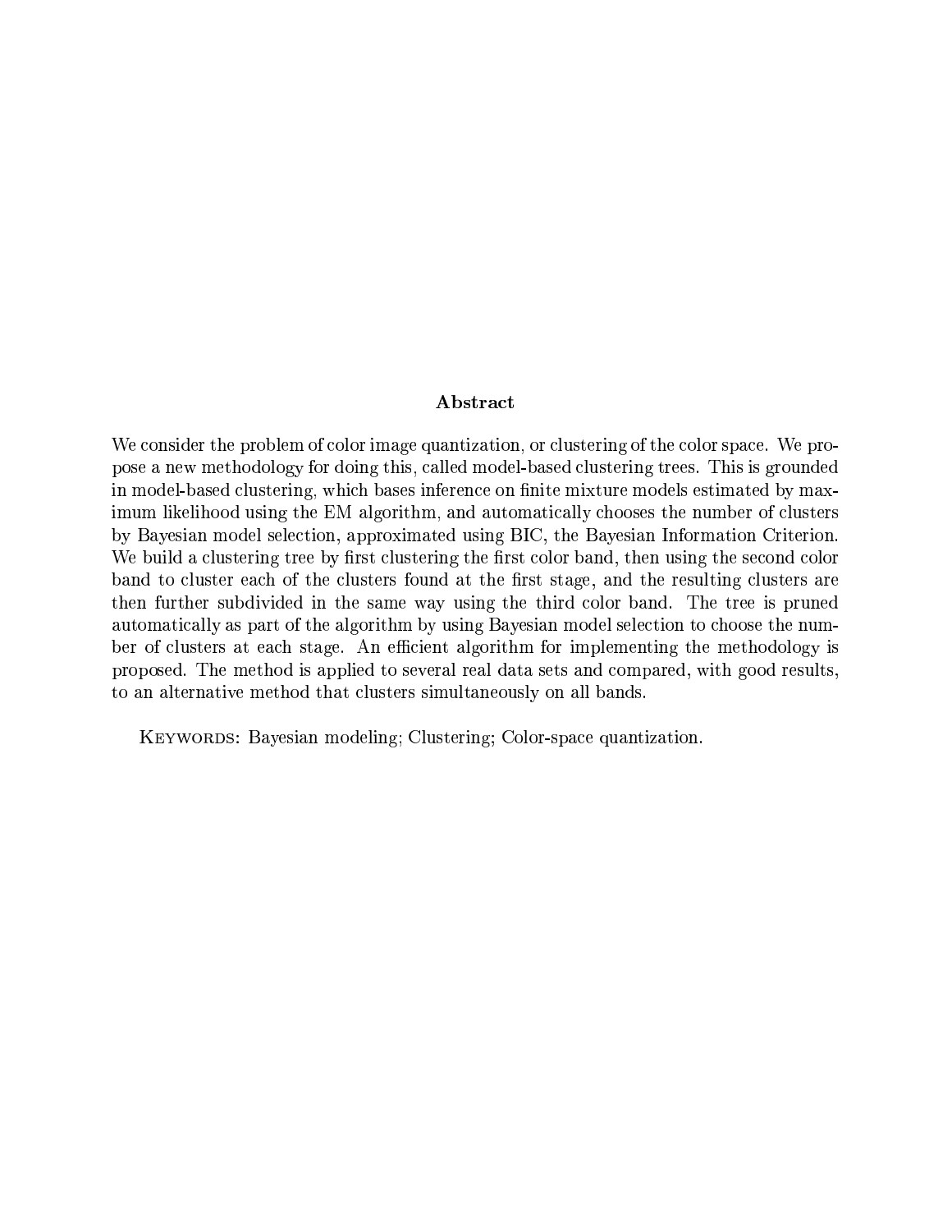## Abstract

We consider the problem of color image quantization, or clustering of the color space. We propose a new methodology for doing this, called model-based clustering trees. This is grounded in model-based clustering, which bases inference on finite mixture models estimated by maximum likelihood using the EM algorithm, and automatically chooses the number of clusters by Bayesian model selection, approximated using BIC, the Bayesian Information Criterion. We build a clustering tree by first clustering the first color band, then using the second color band to cluster each of the clusters found at the first stage, and the resulting clusters are then further subdivided in the same way using the third color band. The tree is pruned automatically as part of the algorithm by using Bayesian model selection to choose the number of clusters at each stage. An efficient algorithm for implementing the methodology is proposed. The method is applied to several real data sets and compared, with good results, to an alternative method that clusters simultaneously on all bands.

KEYWORDS: Bayesian modeling; Clustering; Color-space quantization.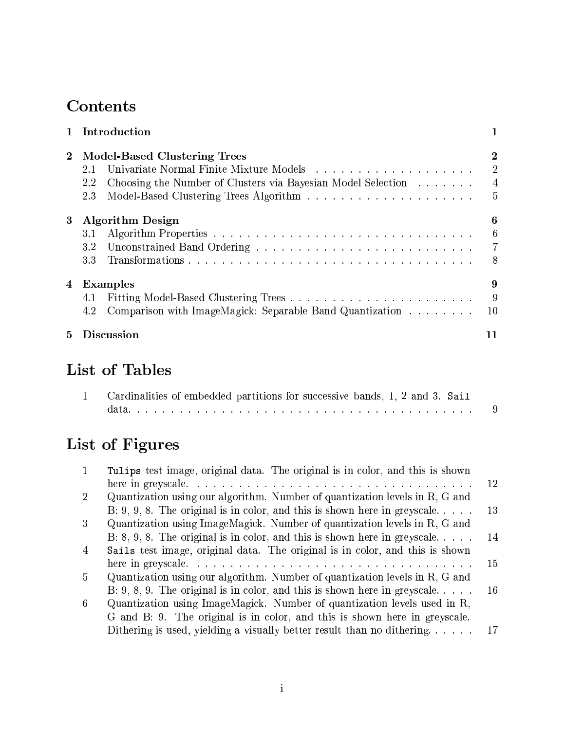# Contents

**1 Introduction** **1**

**2 Model-Based Clustering Trees** **2**

- 2.1 Univariate Normal Finite Mixture Models . . . . . . . . . . . . . . . . . . . 2
- 2.2 Choosing the Number of Clusters via Bayesian Model Selection . . . . . . . 4
- 2.3 Model-Based Clustering Trees Algorithm . . . . . . . . . . . . . . . . . . . 5

**3 Algorithm Design** **6**

- 3.1 Algorithm Properties . . . . . . . . . . . . . . . . . . . . . . . . . . . . . 6
- 3.2 Unconstrained Band Ordering . . . . . . . . . . . . . . . . . . . . . . . . 7
- 3.3 Transformations . . . . . . . . . . . . . . . . . . . . . . . . . . . . . . . 8

**4 Examples** **9**

- 4.1 Fitting Model-Based Clustering Trees . . . . . . . . . . . . . . . . . . . . 9
- 4.2 Comparison with ImageMagick: Separable Band Quantization . . . . . . . . 10

**5 Discussion** **11**

# List of Tables

1 Cardinalities of embedded partitions for successive bands, 1, 2 and 3. `Sail` data. . . . . . . . . . . . . . . . . . . . . . . . . . . . . . . . . . . . 9

# List of Figures

1 `Tulips` test image, original data. The original is in color, and this is shown here in greyscale. . . . . . . . . . . . . . . . . . . . . . . . . . . . . . 12

2 Quantization using our algorithm. Number of quantization levels in R, G and B: 9, 9, 8. The original is in color, and this is shown here in greyscale. . . . . 13

3 Quantization using ImageMagick. Number of quantization levels in R, G and B: 8, 9, 8. The original is in color, and this is shown here in greyscale. . . . . 14

4 `Sails` test image, original data. The original is in color, and this is shown here in greyscale. . . . . . . . . . . . . . . . . . . . . . . . . . . . . . 15

5 Quantization using our algorithm. Number of quantization levels in R, G and B: 9, 8, 9. The original is in color, and this is shown here in greyscale. . . . . 16

6 Quantization using ImageMagick. Number of quantization levels used in R, G and B: 9. The original is in color, and this is shown here in greyscale. Dithering is used, yielding a visually better result than no dithering. . . . . . 17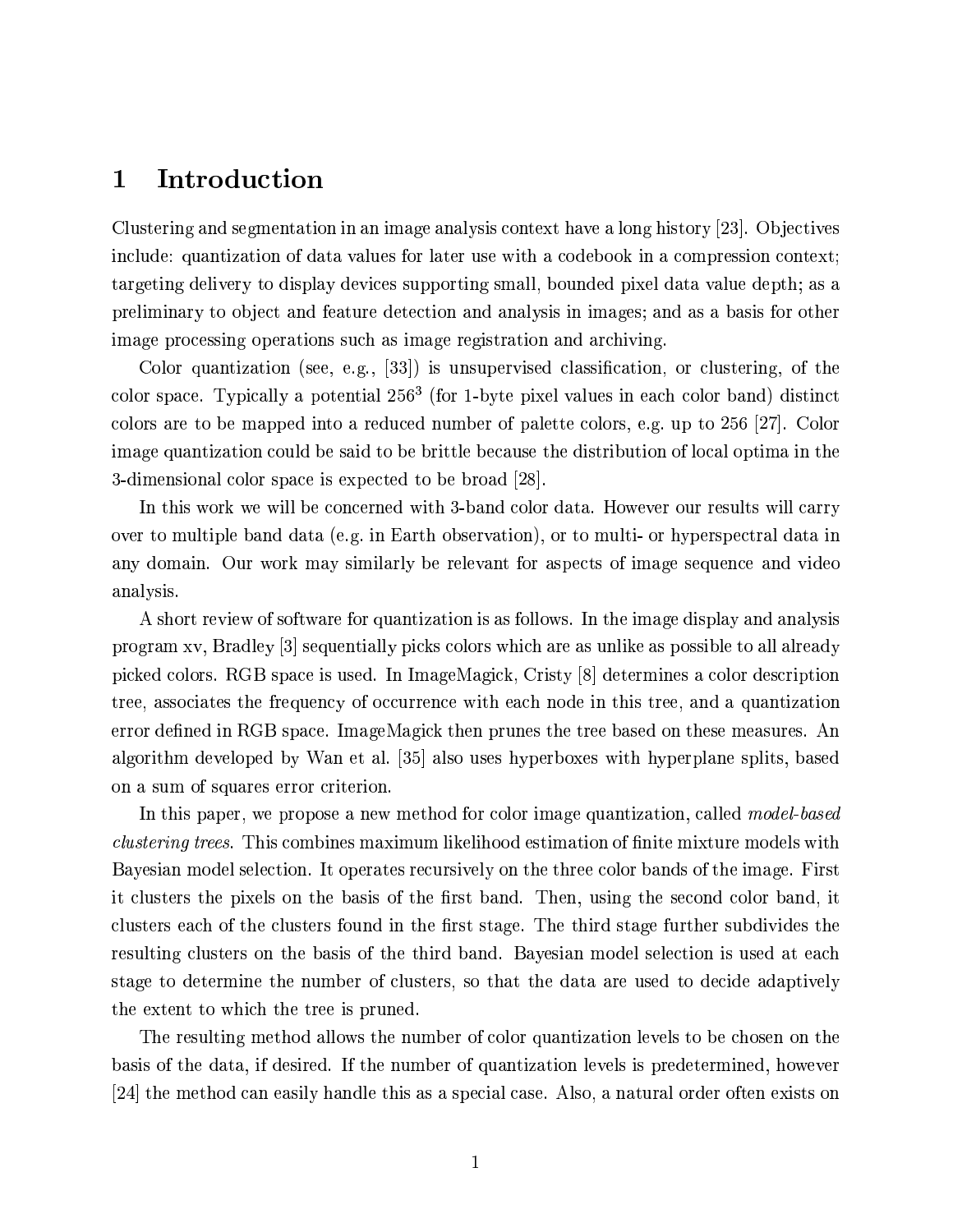# 1 Introduction

Clustering and segmentation in an image analysis context have a long history [23]. Objectives include: quantization of data values for later use with a codebook in a compression context; targeting delivery to display devices supporting small, bounded pixel data value depth; as a preliminary to object and feature detection and analysis in images; and as a basis for other image processing operations such as image registration and archiving.

Color quantization (see, e.g., [33]) is unsupervised classification, or clustering, of the color space. Typically a potential $256^3$ (for 1-byte pixel values in each color band) distinct colors are to be mapped into a reduced number of palette colors, e.g. up to 256 [27]. Color image quantization could be said to be brittle because the distribution of local optima in the 3-dimensional color space is expected to be broad [28].

In this work we will be concerned with 3-band color data. However our results will carry over to multiple band data (e.g. in Earth observation), or to multi- or hyperspectral data in any domain. Our work may similarly be relevant for aspects of image sequence and video analysis.

A short review of software for quantization is as follows. In the image display and analysis program xv, Bradley [3] sequentially picks colors which are as unlike as possible to all already picked colors. RGB space is used. In ImageMagick, Cristy [8] determines a color description tree, associates the frequency of occurrence with each node in this tree, and a quantization error defined in RGB space. ImageMagick then prunes the tree based on these measures. An algorithm developed by Wan et al. [35] also uses hyperboxes with hyperplane splits, based on a sum of squares error criterion.

In this paper, we propose a new method for color image quantization, called *model-based clustering trees*. This combines maximum likelihood estimation of finite mixture models with Bayesian model selection. It operates recursively on the three color bands of the image. First it clusters the pixels on the basis of the first band. Then, using the second color band, it clusters each of the clusters found in the first stage. The third stage further subdivides the resulting clusters on the basis of the third band. Bayesian model selection is used at each stage to determine the number of clusters, so that the data are used to decide adaptively the extent to which the tree is pruned.

The resulting method allows the number of color quantization levels to be chosen on the basis of the data, if desired. If the number of quantization levels is predetermined, however [24] the method can easily handle this as a special case. Also, a natural order often exists on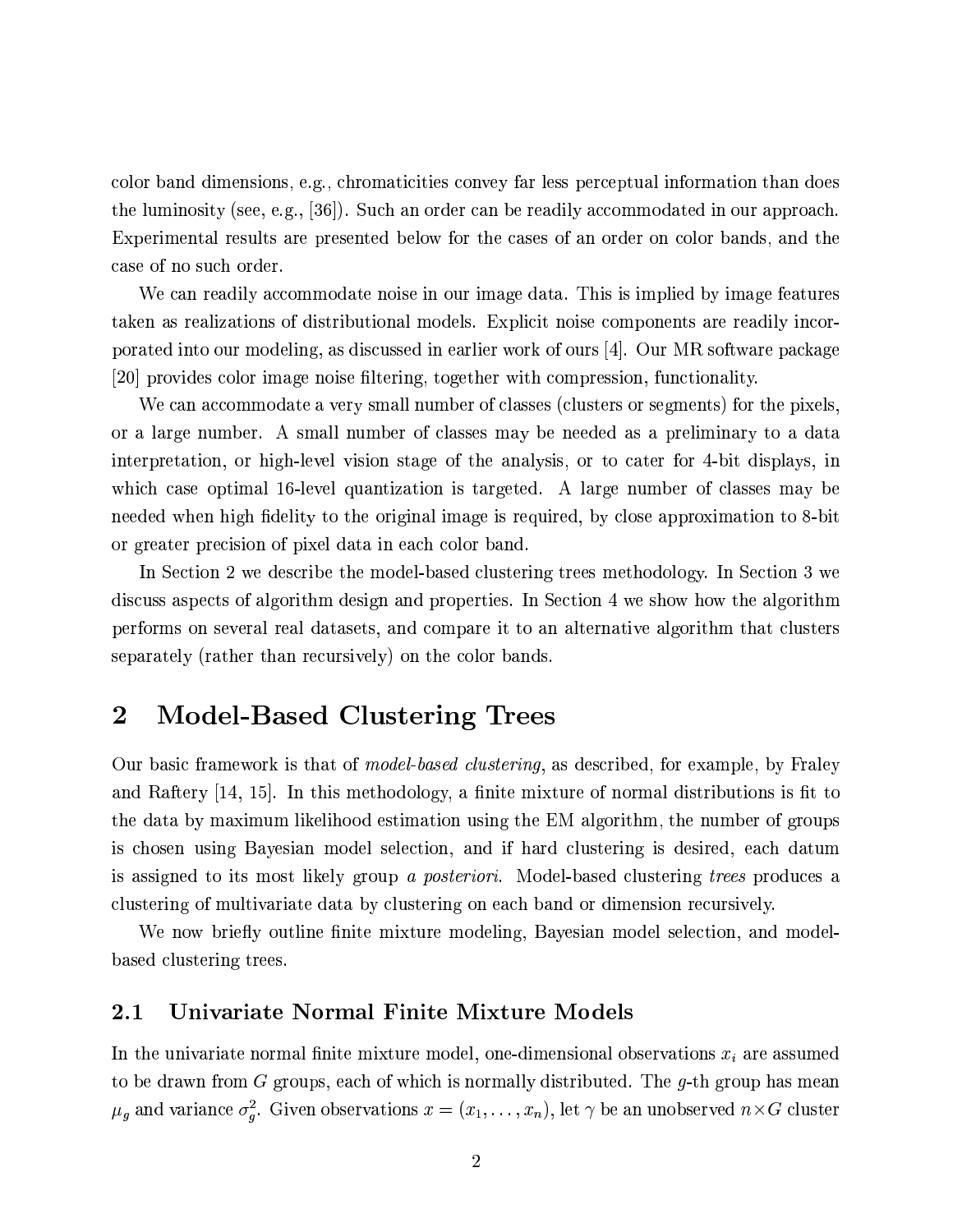color band dimensions, e.g., chromaticities convey far less perceptual information than does the luminosity (see, e.g., [36]). Such an order can be readily accommodated in our approach. Experimental results are presented below for the cases of an order on color bands, and the case of no such order.

We can readily accommodate noise in our image data. This is implied by image features taken as realizations of distributional models. Explicit noise components are readily incorporated into our modeling, as discussed in earlier work of ours [4]. Our MR software package [20] provides color image noise filtering, together with compression, functionality.

We can accommodate a very small number of classes (clusters or segments) for the pixels, or a large number. A small number of classes may be needed as a preliminary to a data interpretation, or high-level vision stage of the analysis, or to cater for 4-bit displays, in which case optimal 16-level quantization is targeted. A large number of classes may be needed when high fidelity to the original image is required, by close approximation to 8-bit or greater precision of pixel data in each color band.

In Section 2 we describe the model-based clustering trees methodology. In Section 3 we discuss aspects of algorithm design and properties. In Section 4 we show how the algorithm performs on several real datasets, and compare it to an alternative algorithm that clusters separately (rather than recursively) on the color bands.

# 2 Model-Based Clustering Trees

Our basic framework is that of *model-based clustering*, as described, for example, by Fraley and Raftery [14, 15]. In this methodology, a finite mixture of normal distributions is fit to the data by maximum likelihood estimation using the EM algorithm, the number of groups is chosen using Bayesian model selection, and if hard clustering is desired, each datum is assigned to its most likely group *a posteriori*. Model-based clustering *trees* produces a clustering of multivariate data by clustering on each band or dimension recursively.

We now briefly outline finite mixture modeling, Bayesian model selection, and model-based clustering trees.

## 2.1 Univariate Normal Finite Mixture Models

In the univariate normal finite mixture model, one-dimensional observations $x_i$ are assumed to be drawn from $G$ groups, each of which is normally distributed. The $g$-th group has mean $\mu_g$ and variance $\sigma_g^2$. Given observations $x = (x_1, \ldots, x_n)$, let $\gamma$ be an unobserved $n \times G$ cluster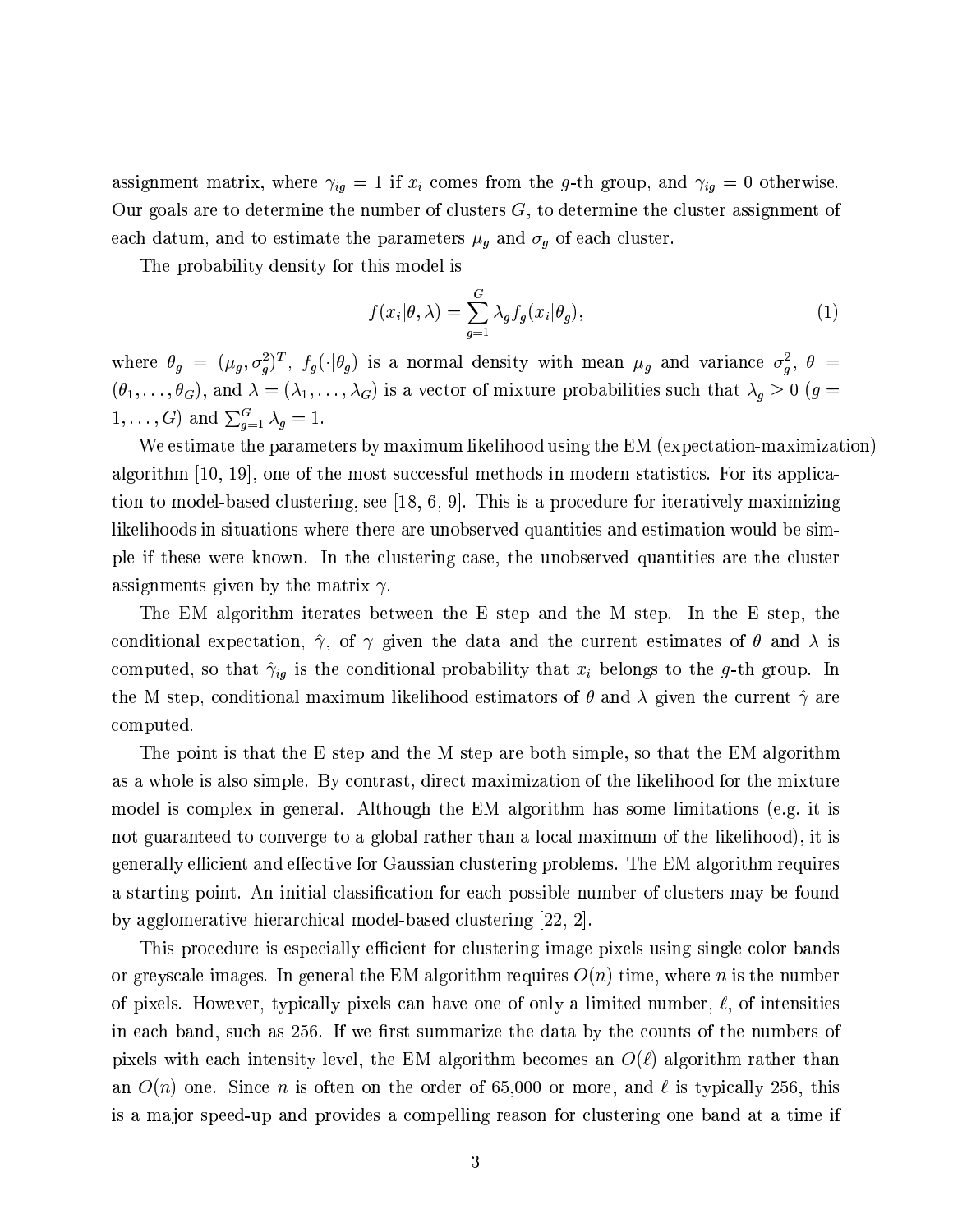assignment matrix, where $\gamma_{ig} = 1$ if $x_i$ comes from the $g$-th group, and $\gamma_{ig} = 0$ otherwise. Our goals are to determine the number of clusters $G$, to determine the cluster assignment of each datum, and to estimate the parameters $\mu_g$ and $\sigma_g$ of each cluster.

The probability density for this model is

$$f(x_i|\theta, \lambda) = \sum_{g=1}^{G} \lambda_g f_g(x_i|\theta_g), \tag{1}$$

where $\theta_g = (\mu_g, \sigma_g^2)^T$, $f_g(\cdot|\theta_g)$ is a normal density with mean $\mu_g$ and variance $\sigma_g^2$, $\theta = (\theta_1, \ldots, \theta_G)$, and $\lambda = (\lambda_1, \ldots, \lambda_G)$ is a vector of mixture probabilities such that $\lambda_g \geq 0$ $(g = 1, \ldots, G)$ and $\sum_{g=1}^{G} \lambda_g = 1$.

We estimate the parameters by maximum likelihood using the EM (expectation-maximization) algorithm [10, 19], one of the most successful methods in modern statistics. For its application to model-based clustering, see [18, 6, 9]. This is a procedure for iteratively maximizing likelihoods in situations where there are unobserved quantities and estimation would be simple if these were known. In the clustering case, the unobserved quantities are the cluster assignments given by the matrix $\gamma$.

The EM algorithm iterates between the E step and the M step. In the E step, the conditional expectation, $\hat{\gamma}$, of $\gamma$ given the data and the current estimates of $\theta$ and $\lambda$ is computed, so that $\hat{\gamma}_{ig}$ is the conditional probability that $x_i$ belongs to the $g$-th group. In the M step, conditional maximum likelihood estimators of $\theta$ and $\lambda$ given the current $\hat{\gamma}$ are computed.

The point is that the E step and the M step are both simple, so that the EM algorithm as a whole is also simple. By contrast, direct maximization of the likelihood for the mixture model is complex in general. Although the EM algorithm has some limitations (e.g. it is not guaranteed to converge to a global rather than a local maximum of the likelihood), it is generally efficient and effective for Gaussian clustering problems. The EM algorithm requires a starting point. An initial classification for each possible number of clusters may be found by agglomerative hierarchical model-based clustering [22, 2].

This procedure is especially efficient for clustering image pixels using single color bands or greyscale images. In general the EM algorithm requires $O(n)$ time, where $n$ is the number of pixels. However, typically pixels can have one of only a limited number, $\ell$, of intensities in each band, such as 256. If we first summarize the data by the counts of the numbers of pixels with each intensity level, the EM algorithm becomes an $O(\ell)$ algorithm rather than an $O(n)$ one. Since $n$ is often on the order of 65,000 or more, and $\ell$ is typically 256, this is a major speed-up and provides a compelling reason for clustering one band at a time if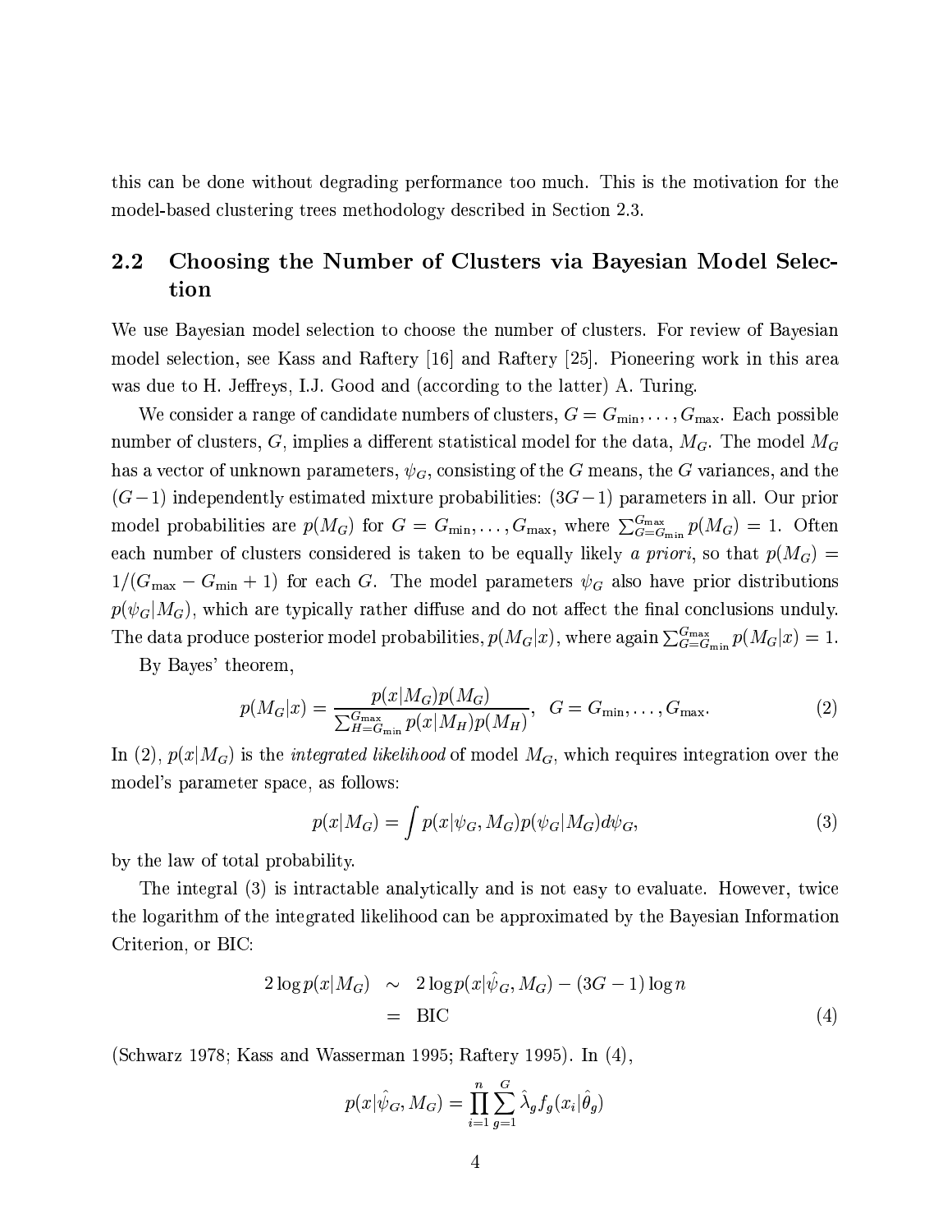this can be done without degrading performance too much. This is the motivation for the model-based clustering trees methodology described in Section 2.3.

## 2.2 Choosing the Number of Clusters via Bayesian Model Selection

We use Bayesian model selection to choose the number of clusters. For review of Bayesian model selection, see Kass and Raftery [16] and Raftery [25]. Pioneering work in this area was due to H. Jeffreys, I.J. Good and (according to the latter) A. Turing.

We consider a range of candidate numbers of clusters, $G = G_{\min}, \ldots, G_{\max}$. Each possible number of clusters, $G$, implies a different statistical model for the data, $M_G$. The model $M_G$ has a vector of unknown parameters, $\psi_G$, consisting of the $G$ means, the $G$ variances, and the $(G-1)$ independently estimated mixture probabilities: $(3G-1)$ parameters in all. Our prior model probabilities are $p(M_G)$ for $G = G_{\min}, \ldots, G_{\max}$, where $\sum_{G=G_{\min}}^{G_{\max}} p(M_G) = 1$. Often each number of clusters considered is taken to be equally likely *a priori*, so that $p(M_G) = 1/(G_{\max} - G_{\min} + 1)$ for each $G$. The model parameters $\psi_G$ also have prior distributions $p(\psi_G | M_G)$, which are typically rather diffuse and do not affect the final conclusions unduly. The data produce posterior model probabilities, $p(M_G|x)$, where again $\sum_{G=G_{\min}}^{G_{\max}} p(M_G|x) = 1$.

By Bayes' theorem,

$$p(M_G|x) = \frac{p(x|M_G)p(M_G)}{\sum_{H=G_{\min}}^{G_{\max}} p(x|M_H)p(M_H)}, \quad G = G_{\min}, \ldots, G_{\max}. \tag{2}$$

In (2), $p(x|M_G)$ is the *integrated likelihood* of model $M_G$, which requires integration over the model's parameter space, as follows:

$$p(x|M_G) = \int p(x|\psi_G, M_G) p(\psi_G|M_G) d\psi_G, \tag{3}$$

by the law of total probability.

The integral (3) is intractable analytically and is not easy to evaluate. However, twice the logarithm of the integrated likelihood can be approximated by the Bayesian Information Criterion, or BIC:

$$\begin{aligned} 2 \log p(x|M_G) &\sim 2 \log p(x|\hat{\psi}_G, M_G) - (3G-1) \log n \\ &= \text{BIC} \end{aligned} \tag{4}$$

(Schwarz 1978; Kass and Wasserman 1995; Raftery 1995). In (4),

$$p(x|\hat{\psi}_G, M_G) = \prod_{i=1}^{n} \sum_{g=1}^{G} \hat{\lambda}_g f_g(x_i|\hat{\theta}_g)$$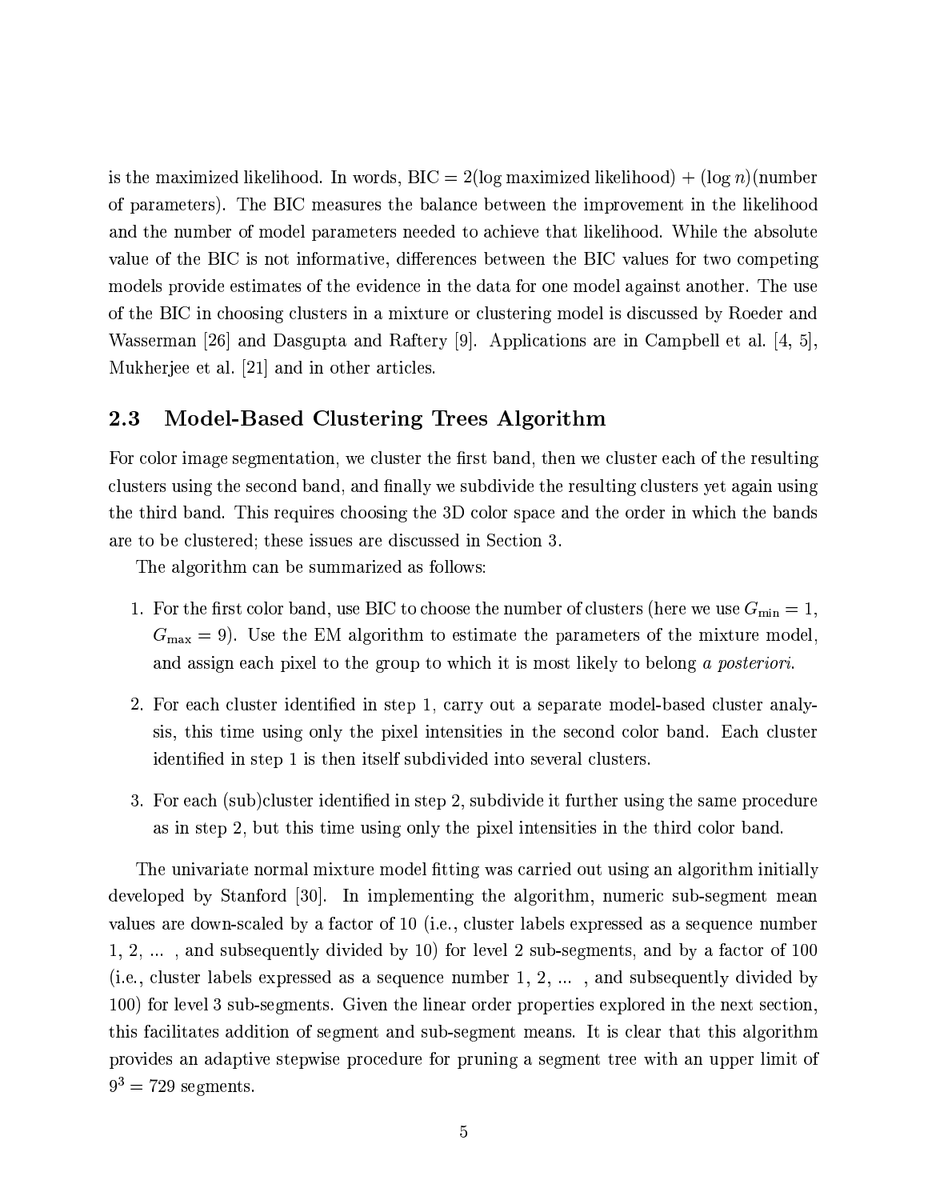is the maximized likelihood. In words, BIC = 2(log maximized likelihood) + (log $n$)(number of parameters). The BIC measures the balance between the improvement in the likelihood and the number of model parameters needed to achieve that likelihood. While the absolute value of the BIC is not informative, differences between the BIC values for two competing models provide estimates of the evidence in the data for one model against another. The use of the BIC in choosing clusters in a mixture or clustering model is discussed by Roeder and Wasserman [26] and Dasgupta and Raftery [9]. Applications are in Campbell et al. [4, 5], Mukherjee et al. [21] and in other articles.

### 2.3 Model-Based Clustering Trees Algorithm

For color image segmentation, we cluster the first band, then we cluster each of the resulting clusters using the second band, and finally we subdivide the resulting clusters yet again using the third band. This requires choosing the 3D color space and the order in which the bands are to be clustered; these issues are discussed in Section 3.

The algorithm can be summarized as follows:

1. For the first color band, use BIC to choose the number of clusters (here we use $G_{\min} = 1$, $G_{\max} = 9$). Use the EM algorithm to estimate the parameters of the mixture model, and assign each pixel to the group to which it is most likely to belong *a posteriori*.

2. For each cluster identified in step 1, carry out a separate model-based cluster analysis, this time using only the pixel intensities in the second color band. Each cluster identified in step 1 is then itself subdivided into several clusters.

3. For each (sub)cluster identified in step 2, subdivide it further using the same procedure as in step 2, but this time using only the pixel intensities in the third color band.

The univariate normal mixture model fitting was carried out using an algorithm initially developed by Stanford [30]. In implementing the algorithm, numeric sub-segment mean values are down-scaled by a factor of 10 (i.e., cluster labels expressed as a sequence number 1, 2, ... , and subsequently divided by 10) for level 2 sub-segments, and by a factor of 100 (i.e., cluster labels expressed as a sequence number 1, 2, ... , and subsequently divided by 100) for level 3 sub-segments. Given the linear order properties explored in the next section, this facilitates addition of segment and sub-segment means. It is clear that this algorithm provides an adaptive stepwise procedure for pruning a segment tree with an upper limit of $9^3 = 729$ segments.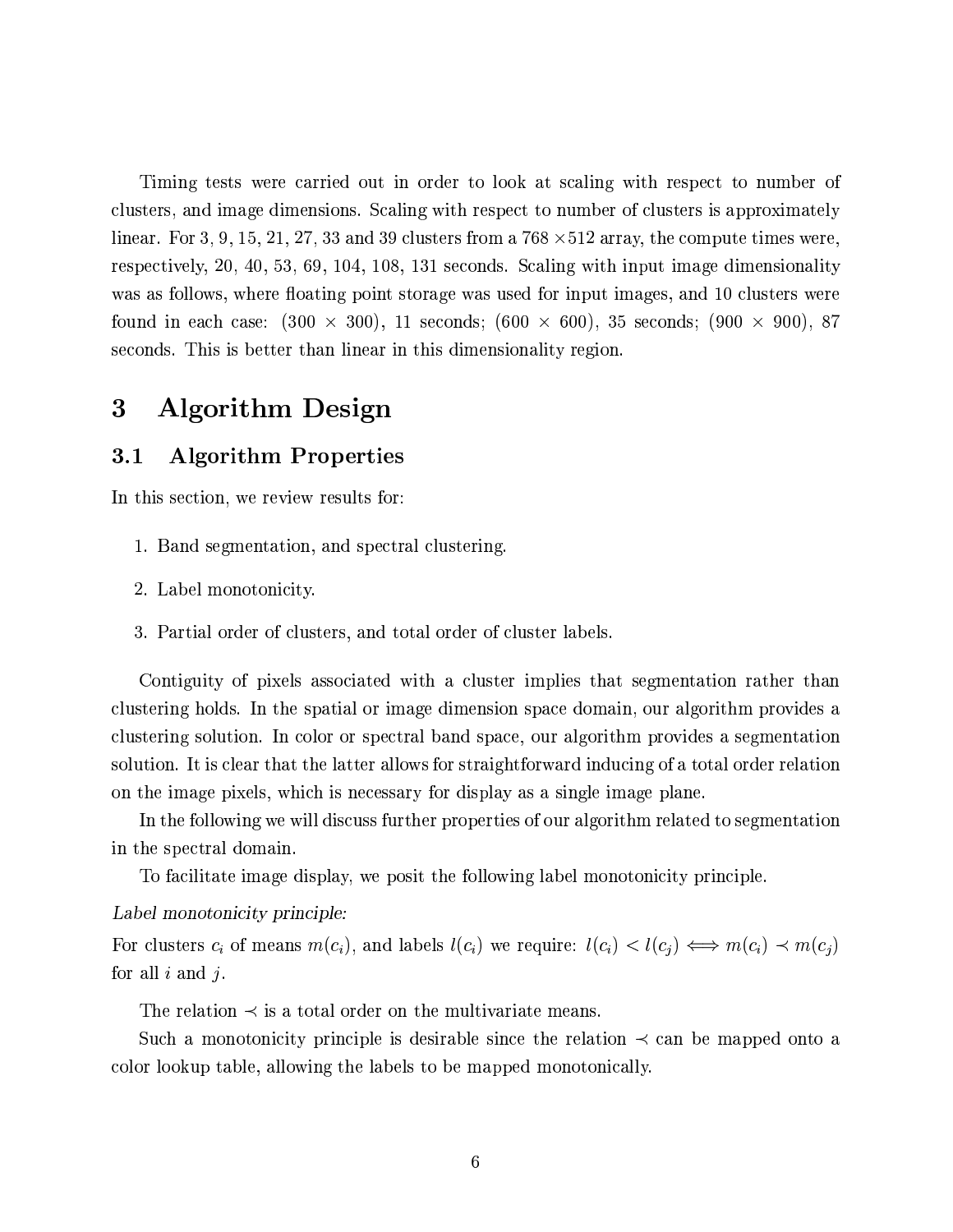Timing tests were carried out in order to look at scaling with respect to number of clusters, and image dimensions. Scaling with respect to number of clusters is approximately linear. For 3, 9, 15, 21, 27, 33 and 39 clusters from a $768 \times 512$ array, the compute times were, respectively, 20, 40, 53, 69, 104, 108, 131 seconds. Scaling with input image dimensionality was as follows, where floating point storage was used for input images, and 10 clusters were found in each case: ($300 \times 300$), 11 seconds; ($600 \times 600$), 35 seconds; ($900 \times 900$), 87 seconds. This is better than linear in this dimensionality region.

# 3 Algorithm Design

## 3.1 Algorithm Properties

In this section, we review results for:

1. Band segmentation, and spectral clustering.
2. Label monotonicity.
3. Partial order of clusters, and total order of cluster labels.

Contiguity of pixels associated with a cluster implies that segmentation rather than clustering holds. In the spatial or image dimension space domain, our algorithm provides a clustering solution. In color or spectral band space, our algorithm provides a segmentation solution. It is clear that the latter allows for straightforward inducing of a total order relation on the image pixels, which is necessary for display as a single image plane.

In the following we will discuss further properties of our algorithm related to segmentation in the spectral domain.

To facilitate image display, we posit the following label monotonicity principle.

*Label monotonicity principle:*
For clusters $c_i$ of means $m(c_i)$, and labels $l(c_i)$ we require: $l(c_i) < l(c_j) \Longleftrightarrow m(c_i) \prec m(c_j)$ for all $i$ and $j$.

The relation $\prec$ is a total order on the multivariate means.

Such a monotonicity principle is desirable since the relation $\prec$ can be mapped onto a color lookup table, allowing the labels to be mapped monotonically.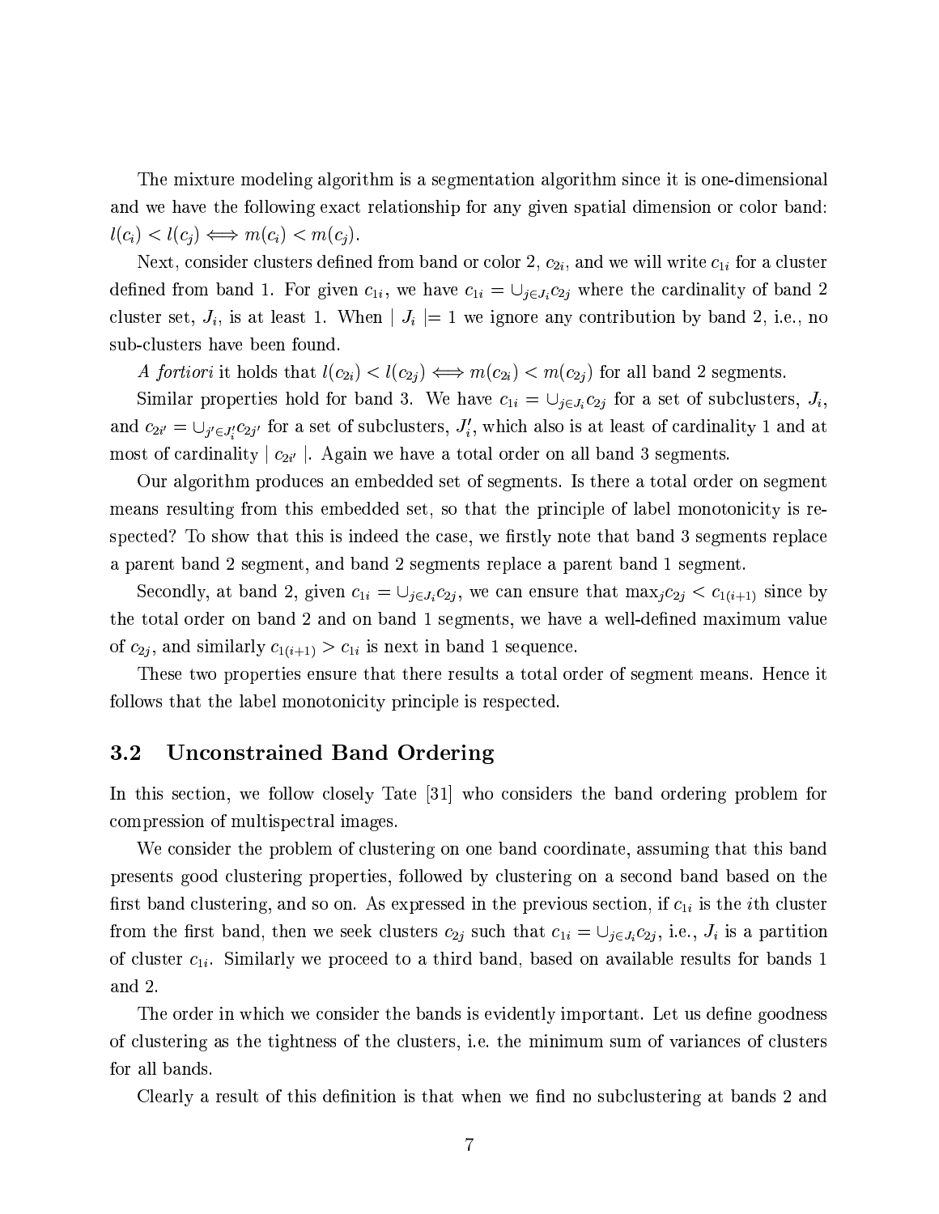The mixture modeling algorithm is a segmentation algorithm since it is one-dimensional and we have the following exact relationship for any given spatial dimension or color band: $l(c_i) < l(c_j) \iff m(c_i) < m(c_j)$.

Next, consider clusters defined from band or color 2, $c_{2i}$, and we will write $c_{1i}$ for a cluster defined from band 1. For given $c_{1i}$, we have $c_{1i} = \cup_{j \in J_i} c_{2j}$ where the cardinality of band 2 cluster set, $J_i$, is at least 1. When $| J_i |= 1$ we ignore any contribution by band 2, i.e., no sub-clusters have been found.

*A fortiori* it holds that $l(c_{2i}) < l(c_{2j}) \iff m(c_{2i}) < m(c_{2j})$ for all band 2 segments.

Similar properties hold for band 3. We have $c_{1i} = \cup_{j \in J_i} c_{2j}$ for a set of subclusters, $J_i$, and $c_{2i'} = \cup_{j' \in J_i'} c_{2j'}$ for a set of subclusters, $J_i'$, which also is at least of cardinality 1 and at most of cardinality $| c_{2i'} |$. Again we have a total order on all band 3 segments.

Our algorithm produces an embedded set of segments. Is there a total order on segment means resulting from this embedded set, so that the principle of label monotonicity is respected? To show that this is indeed the case, we firstly note that band 3 segments replace a parent band 2 segment, and band 2 segments replace a parent band 1 segment.

Secondly, at band 2, given $c_{1i} = \cup_{j \in J_i} c_{2j}$, we can ensure that $\max_j c_{2j} < c_{1(i+1)}$ since by the total order on band 2 and on band 1 segments, we have a well-defined maximum value of $c_{2j}$, and similarly $c_{1(i+1)} > c_{1i}$ is next in band 1 sequence.

These two properties ensure that there results a total order of segment means. Hence it follows that the label monotonicity principle is respected.

## 3.2 Unconstrained Band Ordering

In this section, we follow closely Tate [31] who considers the band ordering problem for compression of multispectral images.

We consider the problem of clustering on one band coordinate, assuming that this band presents good clustering properties, followed by clustering on a second band based on the first band clustering, and so on. As expressed in the previous section, if $c_{1i}$ is the $i$th cluster from the first band, then we seek clusters $c_{2j}$ such that $c_{1i} = \cup_{j \in J_i} c_{2j}$, i.e., $J_i$ is a partition of cluster $c_{1i}$. Similarly we proceed to a third band, based on available results for bands 1 and 2.

The order in which we consider the bands is evidently important. Let us define goodness of clustering as the tightness of the clusters, i.e. the minimum sum of variances of clusters for all bands.

Clearly a result of this definition is that when we find no subclustering at bands 2 and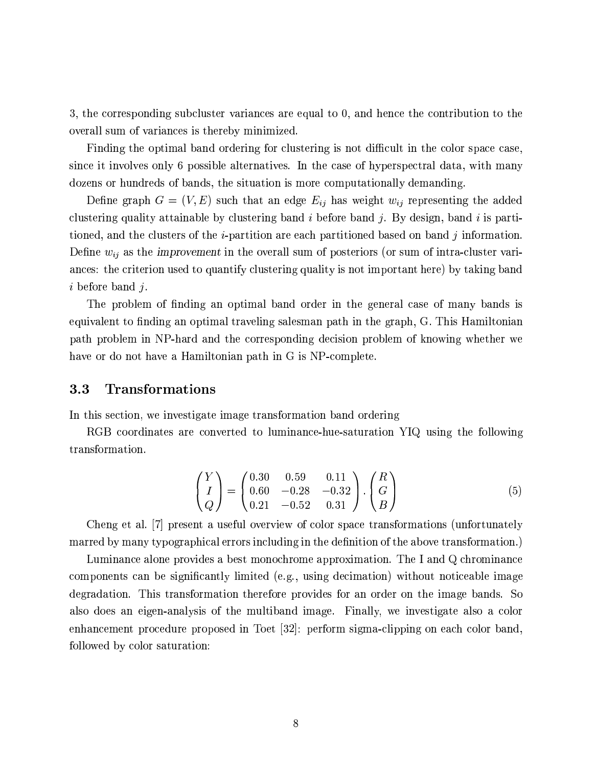3, the corresponding subcluster variances are equal to 0, and hence the contribution to the overall sum of variances is thereby minimized.

Finding the optimal band ordering for clustering is not difficult in the color space case, since it involves only 6 possible alternatives. In the case of hyperspectral data, with many dozens or hundreds of bands, the situation is more computationally demanding.

Define graph $G = (V, E)$ such that an edge $E_{ij}$ has weight $w_{ij}$ representing the added clustering quality attainable by clustering band $i$ before band $j$. By design, band $i$ is partitioned, and the clusters of the $i$-partition are each partitioned based on band $j$ information. Define $w_{ij}$ as the *improvement* in the overall sum of posteriors (or sum of intra-cluster variances: the criterion used to quantify clustering quality is not important here) by taking band $i$ before band $j$.

The problem of finding an optimal band order in the general case of many bands is equivalent to finding an optimal traveling salesman path in the graph, G. This Hamiltonian path problem in NP-hard and the corresponding decision problem of knowing whether we have or do not have a Hamiltonian path in G is NP-complete.

### 3.3 Transformations

In this section, we investigate image transformation band ordering

RGB coordinates are converted to luminance-hue-saturation YIQ using the following transformation.

$$\begin{pmatrix} Y \\ I \\ Q \end{pmatrix} = \begin{pmatrix} 0.30 & 0.59 & 0.11 \\ 0.60 & -0.28 & -0.32 \\ 0.21 & -0.52 & 0.31 \end{pmatrix} \cdot \begin{pmatrix} R \\ G \\ B \end{pmatrix} \tag{5}$$

Cheng et al. [7] present a useful overview of color space transformations (unfortunately marred by many typographical errors including in the definition of the above transformation.)

Luminance alone provides a best monochrome approximation. The I and Q chrominance components can be significantly limited (e.g., using decimation) without noticeable image degradation. This transformation therefore provides for an order on the image bands. So also does an eigen-analysis of the multiband image. Finally, we investigate also a color enhancement procedure proposed in Toet [32]: perform sigma-clipping on each color band, followed by color saturation: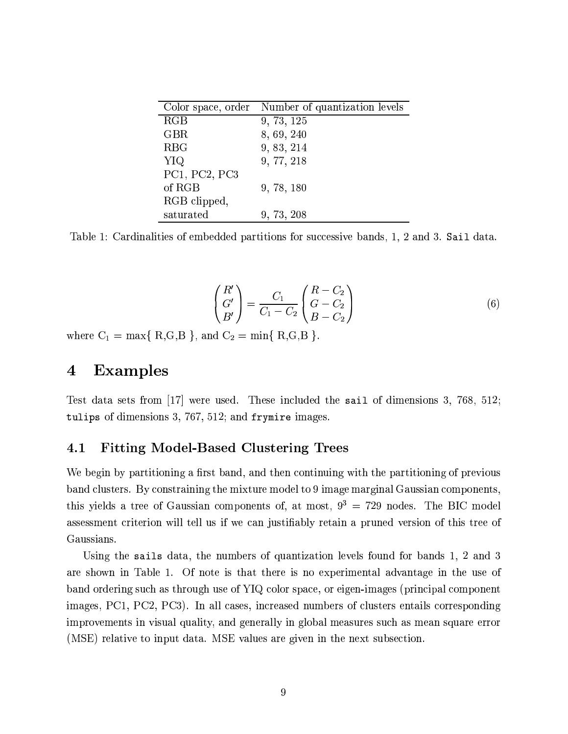| Color space, order | Number of quantization levels |
|---|---|
| RGB | 9, 73, 125 |
| GBR | 8, 69, 240 |
| RBG | 9, 83, 214 |
| YIQ | 9, 77, 218 |
| PC1, PC2, PC3 of RGB | 9, 78, 180 |
| RGB clipped, saturated | 9, 73, 208 |

Table 1: Cardinalities of embedded partitions for successive bands, 1, 2 and 3. `Sail` data.

$$\begin{pmatrix} R' \\ G' \\ B' \end{pmatrix} = \frac{C_1}{C_1 - C_2} \begin{pmatrix} R - C_2 \\ G - C_2 \\ B - C_2 \end{pmatrix} \tag{6}$$

where $C_1 = \max\{ R,G,B \}$, and $C_2 = \min\{ R,G,B \}$.

# 4 Examples

Test data sets from [17] were used. These included the `sail` of dimensions 3, 768, 512; `tulips` of dimensions 3, 767, 512; and `frymire` images.

## 4.1 Fitting Model-Based Clustering Trees

We begin by partitioning a first band, and then continuing with the partitioning of previous band clusters. By constraining the mixture model to 9 image marginal Gaussian components, this yields a tree of Gaussian components of, at most, $9^3 = 729$ nodes. The BIC model assessment criterion will tell us if we can justifiably retain a pruned version of this tree of Gaussians.

Using the `sails` data, the numbers of quantization levels found for bands 1, 2 and 3 are shown in Table 1. Of note is that there is no experimental advantage in the use of band ordering such as through use of YIQ color space, or eigen-images (principal component images, PC1, PC2, PC3). In all cases, increased numbers of clusters entails corresponding improvements in visual quality, and generally in global measures such as mean square error (MSE) relative to input data. MSE values are given in the next subsection.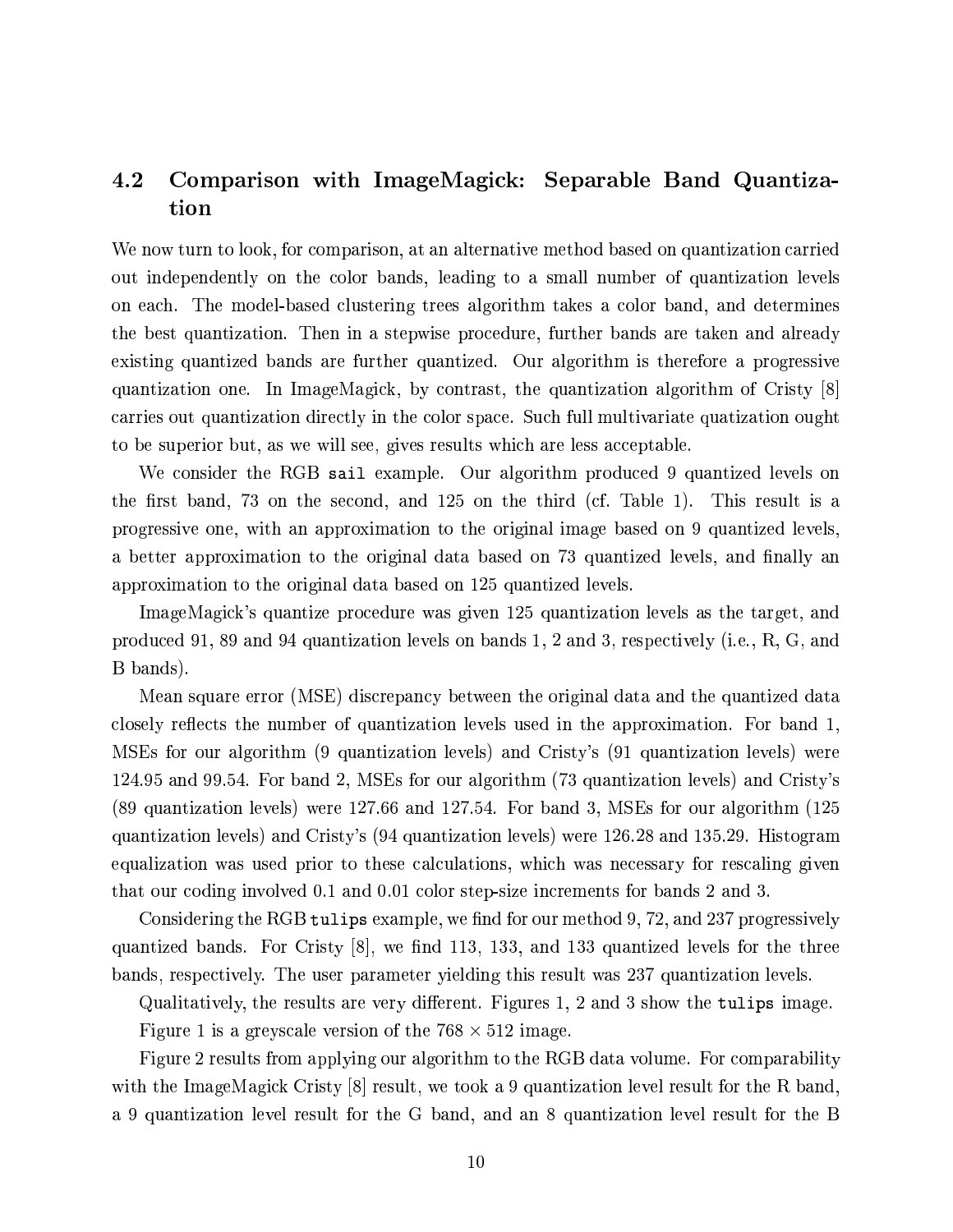## 4.2 Comparison with ImageMagick: Separable Band Quantization

We now turn to look, for comparison, at an alternative method based on quantization carried out independently on the color bands, leading to a small number of quantization levels on each. The model-based clustering trees algorithm takes a color band, and determines the best quantization. Then in a stepwise procedure, further bands are taken and already existing quantized bands are further quantized. Our algorithm is therefore a progressive quantization one. In ImageMagick, by contrast, the quantization algorithm of Cristy [8] carries out quantization directly in the color space. Such full multivariate quatization ought to be superior but, as we will see, gives results which are less acceptable.

We consider the RGB `sail` example. Our algorithm produced 9 quantized levels on the first band, 73 on the second, and 125 on the third (cf. Table 1). This result is a progressive one, with an approximation to the original image based on 9 quantized levels, a better approximation to the original data based on 73 quantized levels, and finally an approximation to the original data based on 125 quantized levels.

ImageMagick's quantize procedure was given 125 quantization levels as the target, and produced 91, 89 and 94 quantization levels on bands 1, 2 and 3, respectively (i.e., R, G, and B bands).

Mean square error (MSE) discrepancy between the original data and the quantized data closely reflects the number of quantization levels used in the approximation. For band 1, MSEs for our algorithm (9 quantization levels) and Cristy's (91 quantization levels) were 124.95 and 99.54. For band 2, MSEs for our algorithm (73 quantization levels) and Cristy's (89 quantization levels) were 127.66 and 127.54. For band 3, MSEs for our algorithm (125 quantization levels) and Cristy's (94 quantization levels) were 126.28 and 135.29. Histogram equalization was used prior to these calculations, which was necessary for rescaling given that our coding involved 0.1 and 0.01 color step-size increments for bands 2 and 3.

Considering the RGB `tulips` example, we find for our method 9, 72, and 237 progressively quantized bands. For Cristy [8], we find 113, 133, and 133 quantized levels for the three bands, respectively. The user parameter yielding this result was 237 quantization levels.

Qualitatively, the results are very different. Figures 1, 2 and 3 show the `tulips` image.

Figure 1 is a greyscale version of the $768 \times 512$ image.

Figure 2 results from applying our algorithm to the RGB data volume. For comparability with the ImageMagick Cristy [8] result, we took a 9 quantization level result for the R band, a 9 quantization level result for the G band, and an 8 quantization level result for the B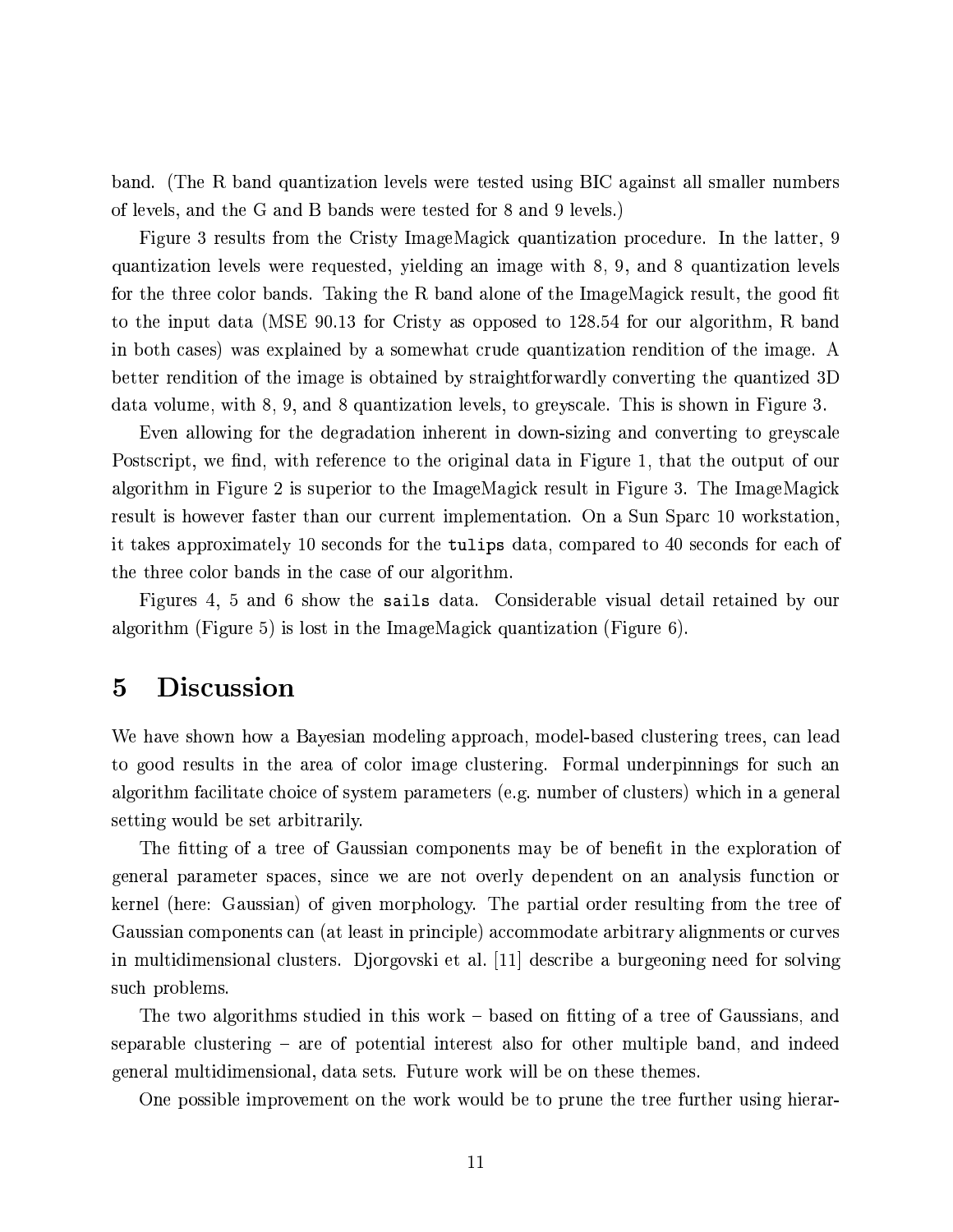band. (The R band quantization levels were tested using BIC against all smaller numbers of levels, and the G and B bands were tested for 8 and 9 levels.)

Figure 3 results from the Cristy ImageMagick quantization procedure. In the latter, 9 quantization levels were requested, yielding an image with 8, 9, and 8 quantization levels for the three color bands. Taking the R band alone of the ImageMagick result, the good fit to the input data (MSE 90.13 for Cristy as opposed to 128.54 for our algorithm, R band in both cases) was explained by a somewhat crude quantization rendition of the image. A better rendition of the image is obtained by straightforwardly converting the quantized 3D data volume, with 8, 9, and 8 quantization levels, to greyscale. This is shown in Figure 3.

Even allowing for the degradation inherent in down-sizing and converting to greyscale Postscript, we find, with reference to the original data in Figure 1, that the output of our algorithm in Figure 2 is superior to the ImageMagick result in Figure 3. The ImageMagick result is however faster than our current implementation. On a Sun Sparc 10 workstation, it takes approximately 10 seconds for the `tulips` data, compared to 40 seconds for each of the three color bands in the case of our algorithm.

Figures 4, 5 and 6 show the `sails` data. Considerable visual detail retained by our algorithm (Figure 5) is lost in the ImageMagick quantization (Figure 6).

# 5 Discussion

We have shown how a Bayesian modeling approach, model-based clustering trees, can lead to good results in the area of color image clustering. Formal underpinnings for such an algorithm facilitate choice of system parameters (e.g. number of clusters) which in a general setting would be set arbitrarily.

The fitting of a tree of Gaussian components may be of benefit in the exploration of general parameter spaces, since we are not overly dependent on an analysis function or kernel (here: Gaussian) of given morphology. The partial order resulting from the tree of Gaussian components can (at least in principle) accommodate arbitrary alignments or curves in multidimensional clusters. Djorgovski et al. [11] describe a burgeoning need for solving such problems.

The two algorithms studied in this work – based on fitting of a tree of Gaussians, and separable clustering – are of potential interest also for other multiple band, and indeed general multidimensional, data sets. Future work will be on these themes.

One possible improvement on the work would be to prune the tree further using hierar-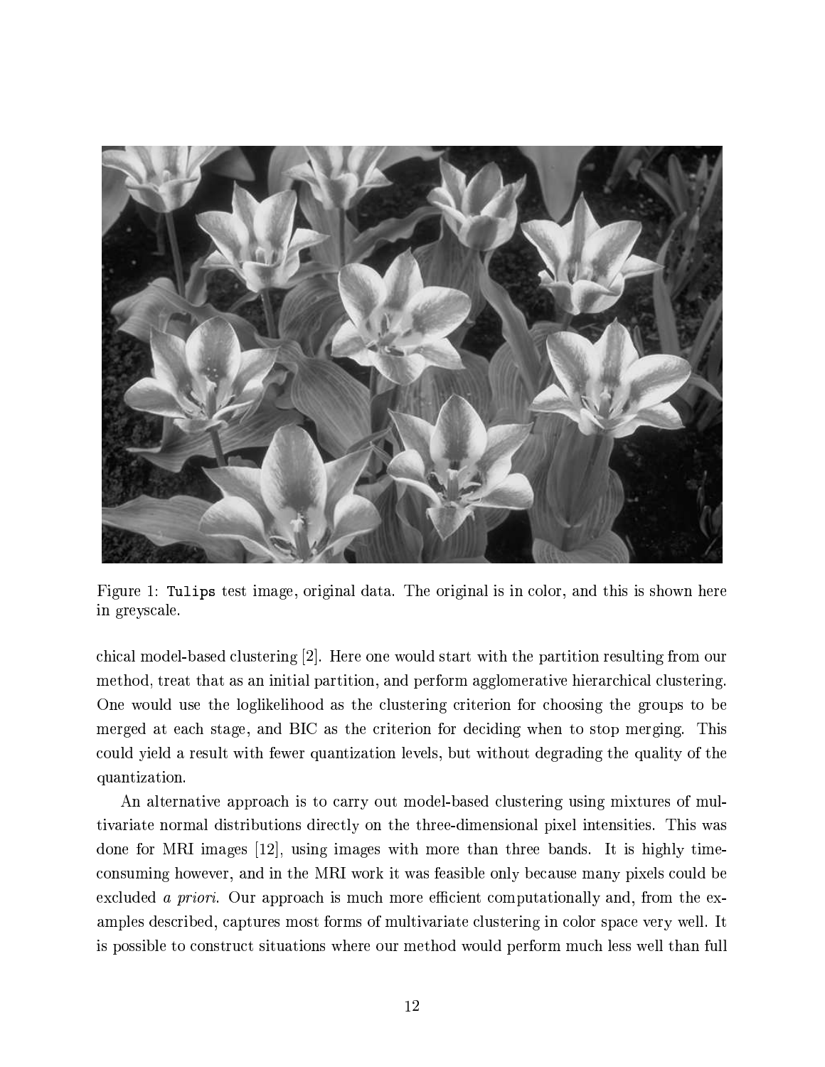Figure 1: `Tulips` test image, original data. The original is in color, and this is shown here in greyscale.

chical model-based clustering [2]. Here one would start with the partition resulting from our method, treat that as an initial partition, and perform agglomerative hierarchical clustering. One would use the loglikelihood as the clustering criterion for choosing the groups to be merged at each stage, and BIC as the criterion for deciding when to stop merging. This could yield a result with fewer quantization levels, but without degrading the quality of the quantization.

An alternative approach is to carry out model-based clustering using mixtures of multivariate normal distributions directly on the three-dimensional pixel intensities. This was done for MRI images [12], using images with more than three bands. It is highly time-consuming however, and in the MRI work it was feasible only because many pixels could be excluded *a priori*. Our approach is much more efficient computationally and, from the examples described, captures most forms of multivariate clustering in color space very well. It is possible to construct situations where our method would perform much less well than full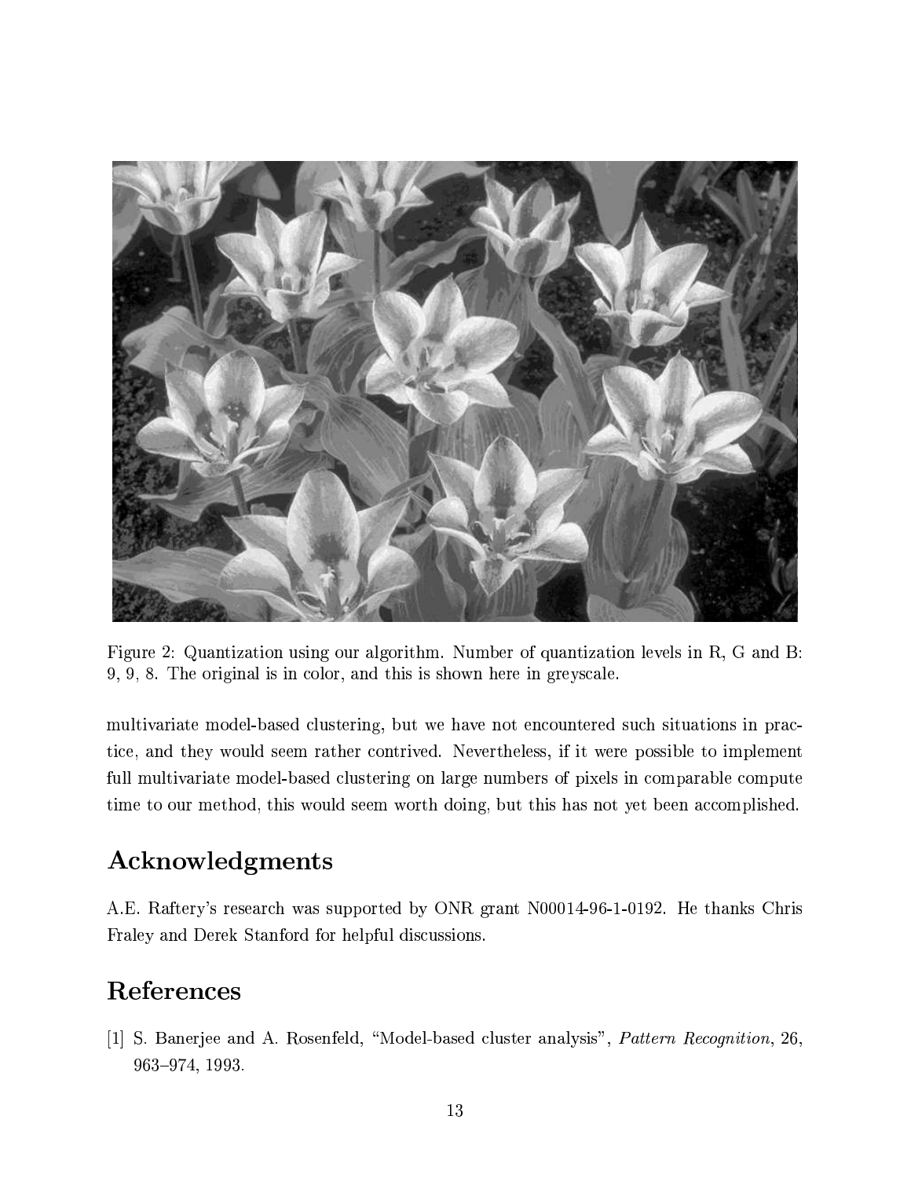Figure 2: Quantization using our algorithm. Number of quantization levels in R, G and B: 9, 9, 8. The original is in color, and this is shown here in greyscale.

multivariate model-based clustering, but we have not encountered such situations in practice, and they would seem rather contrived. Nevertheless, if it were possible to implement full multivariate model-based clustering on large numbers of pixels in comparable compute time to our method, this would seem worth doing, but this has not yet been accomplished.

## Acknowledgments

A.E. Raftery's research was supported by ONR grant N00014-96-1-0192. He thanks Chris Fraley and Derek Stanford for helpful discussions.

## References

[1] S. Banerjee and A. Rosenfeld, "Model-based cluster analysis", *Pattern Recognition*, 26, 963–974, 1993.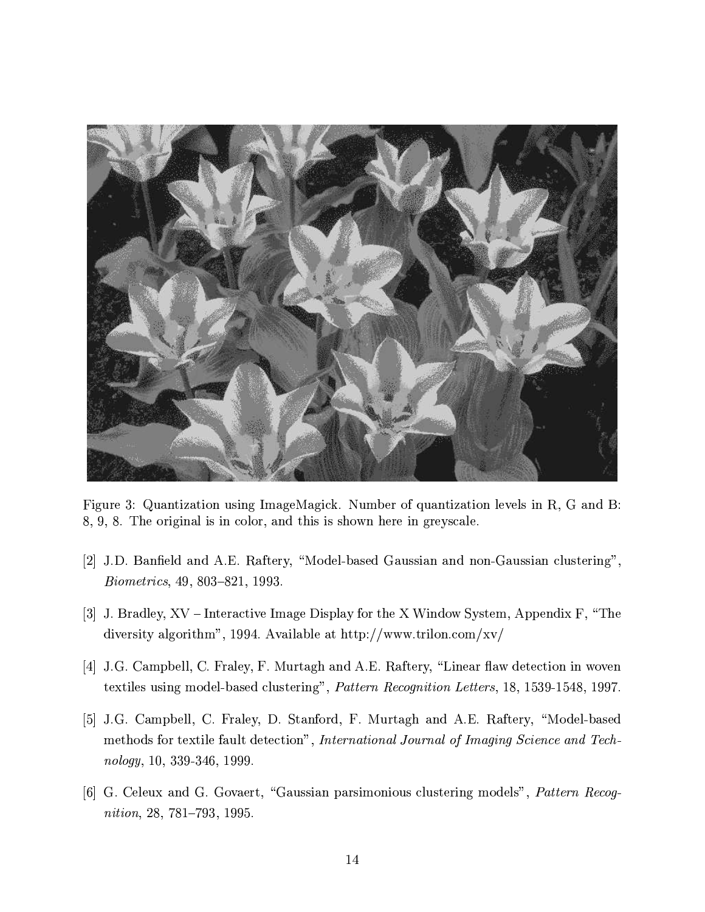Figure 3: Quantization using ImageMagick. Number of quantization levels in R, G and B: 8, 9, 8. The original is in color, and this is shown here in greyscale.

[2] J.D. Banfield and A.E. Raftery, "Model-based Gaussian and non-Gaussian clustering", *Biometrics*, 49, 803–821, 1993.

[3] J. Bradley, XV – Interactive Image Display for the X Window System, Appendix F, "The diversity algorithm", 1994. Available at http://www.trilon.com/xv/

[4] J.G. Campbell, C. Fraley, F. Murtagh and A.E. Raftery, "Linear flaw detection in woven textiles using model-based clustering", *Pattern Recognition Letters*, 18, 1539-1548, 1997.

[5] J.G. Campbell, C. Fraley, D. Stanford, F. Murtagh and A.E. Raftery, "Model-based methods for textile fault detection", *International Journal of Imaging Science and Technology*, 10, 339-346, 1999.

[6] G. Celeux and G. Govaert, "Gaussian parsimonious clustering models", *Pattern Recognition*, 28, 781–793, 1995.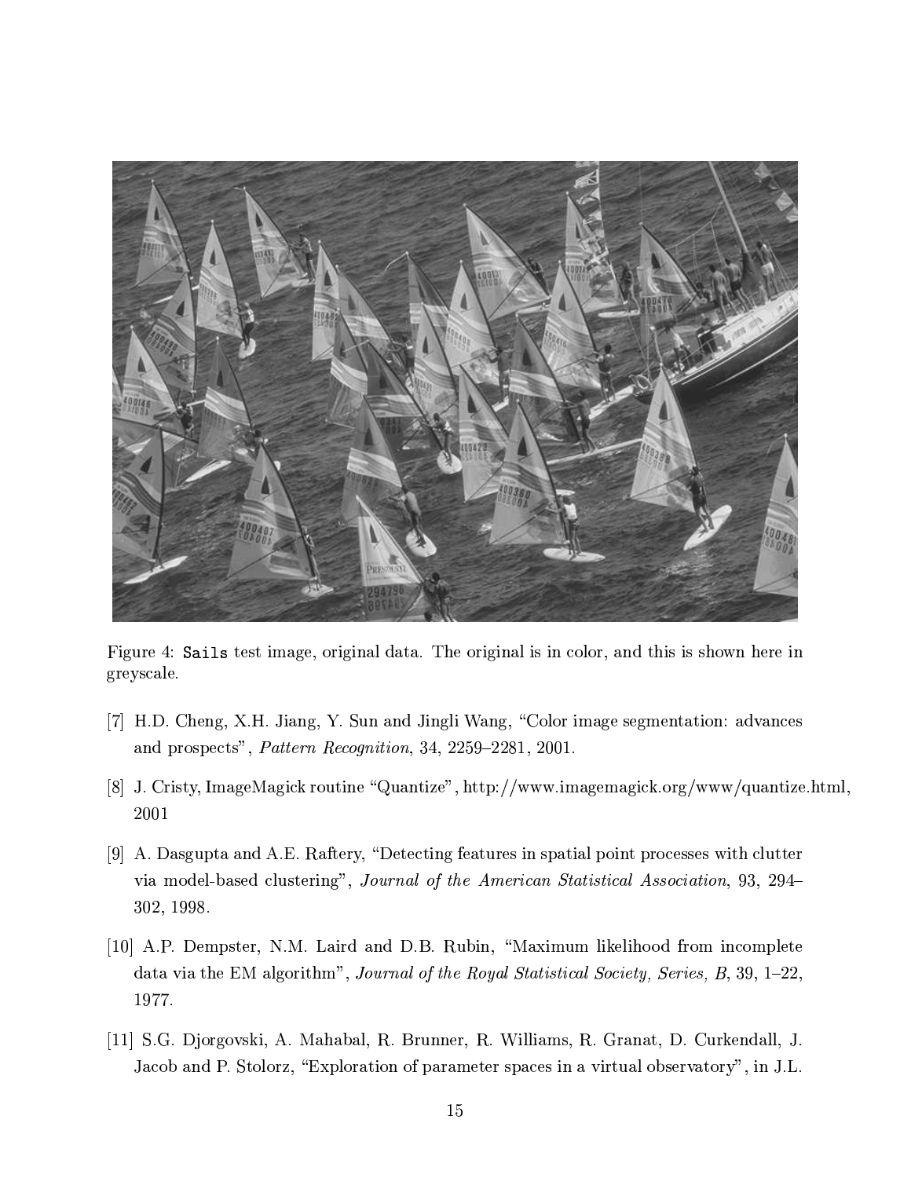Figure 4: `Sails` test image, original data. The original is in color, and this is shown here in greyscale.

[7] H.D. Cheng, X.H. Jiang, Y. Sun and Jingli Wang, "Color image segmentation: advances and prospects", *Pattern Recognition*, 34, 2259–2281, 2001.

[8] J. Cristy, ImageMagick routine "Quantize", http://www.imagemagick.org/www/quantize.html, 2001

[9] A. Dasgupta and A.E. Raftery, "Detecting features in spatial point processes with clutter via model-based clustering", *Journal of the American Statistical Association*, 93, 294–302, 1998.

[10] A.P. Dempster, N.M. Laird and D.B. Rubin, "Maximum likelihood from incomplete data via the EM algorithm", *Journal of the Royal Statistical Society, Series, B*, 39, 1–22, 1977.

[11] S.G. Djorgovski, A. Mahabal, R. Brunner, R. Williams, R. Granat, D. Curkendall, J. Jacob and P. Stolorz, "Exploration of parameter spaces in a virtual observatory", in J.L.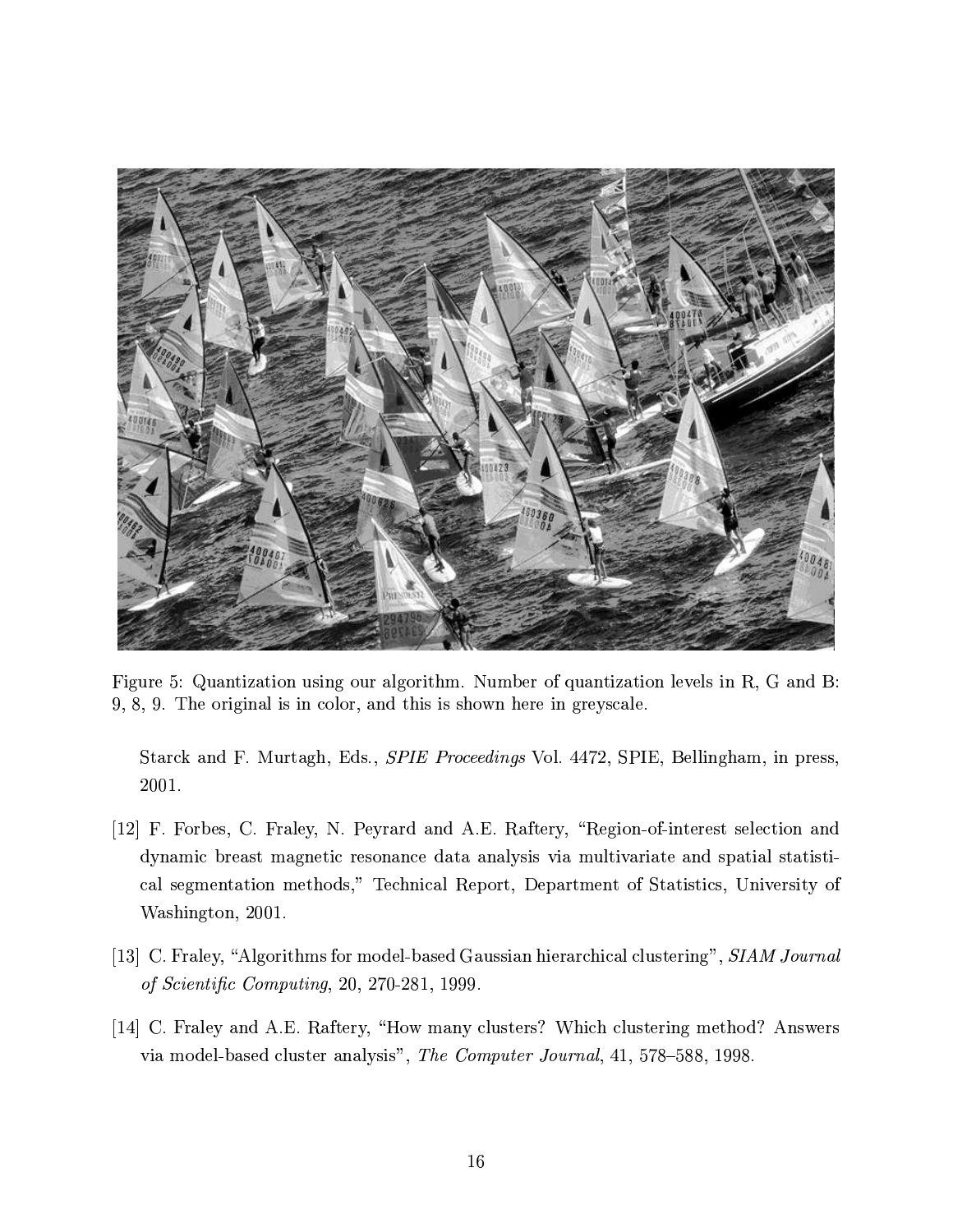Figure 5: Quantization using our algorithm. Number of quantization levels in R, G and B: 9, 8, 9. The original is in color, and this is shown here in greyscale.

Starck and F. Murtagh, Eds., *SPIE Proceedings* Vol. 4472, SPIE, Bellingham, in press, 2001.

[12] F. Forbes, C. Fraley, N. Peyrard and A.E. Raftery, "Region-of-interest selection and dynamic breast magnetic resonance data analysis via multivariate and spatial statistical segmentation methods," Technical Report, Department of Statistics, University of Washington, 2001.

[13] C. Fraley, "Algorithms for model-based Gaussian hierarchical clustering", *SIAM Journal of Scientific Computing*, 20, 270-281, 1999.

[14] C. Fraley and A.E. Raftery, "How many clusters? Which clustering method? Answers via model-based cluster analysis", *The Computer Journal*, 41, 578–588, 1998.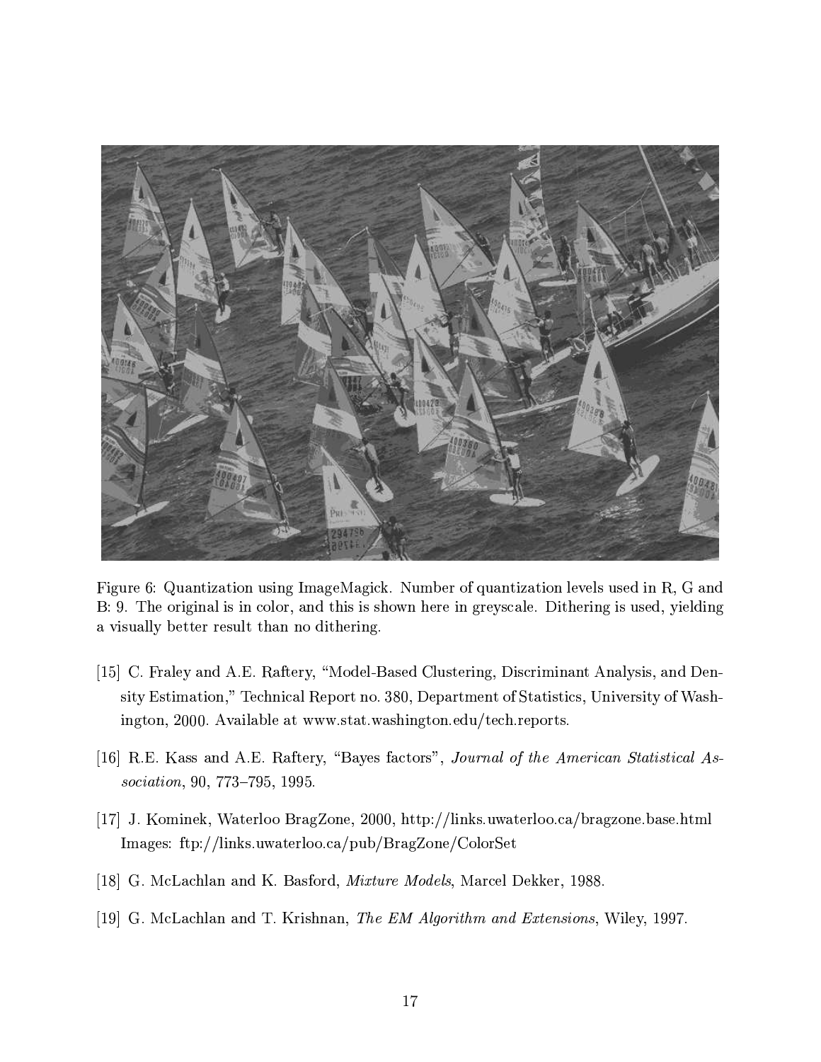Figure 6: Quantization using ImageMagick. Number of quantization levels used in R, G and B: 9. The original is in color, and this is shown here in greyscale. Dithering is used, yielding a visually better result than no dithering.

[15] C. Fraley and A.E. Raftery, "Model-Based Clustering, Discriminant Analysis, and Density Estimation," Technical Report no. 380, Department of Statistics, University of Washington, 2000. Available at www.stat.washington.edu/tech.reports.

[16] R.E. Kass and A.E. Raftery, "Bayes factors", *Journal of the American Statistical Association*, 90, 773–795, 1995.

[17] J. Kominek, Waterloo BragZone, 2000, http://links.uwaterloo.ca/bragzone.base.html Images: ftp://links.uwaterloo.ca/pub/BragZone/ColorSet

[18] G. McLachlan and K. Basford, *Mixture Models*, Marcel Dekker, 1988.

[19] G. McLachlan and T. Krishnan, *The EM Algorithm and Extensions*, Wiley, 1997.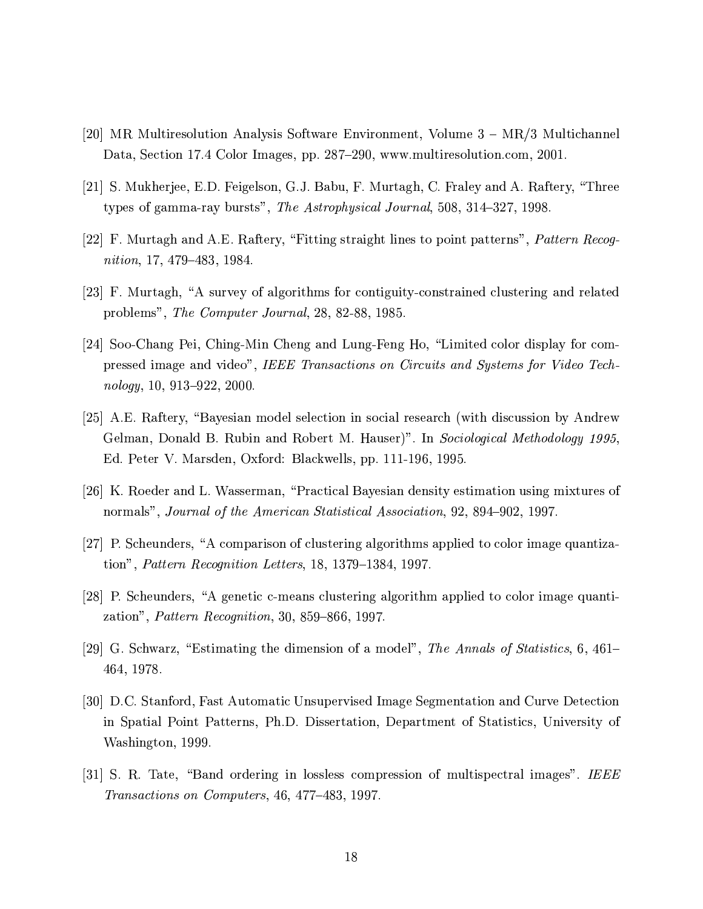[20] MR Multiresolution Analysis Software Environment, Volume 3 – MR/3 Multichannel Data, Section 17.4 Color Images, pp. 287–290, www.multiresolution.com, 2001.

[21] S. Mukherjee, E.D. Feigelson, G.J. Babu, F. Murtagh, C. Fraley and A. Raftery, "Three types of gamma-ray bursts", *The Astrophysical Journal*, 508, 314–327, 1998.

[22] F. Murtagh and A.E. Raftery, "Fitting straight lines to point patterns", *Pattern Recognition*, 17, 479–483, 1984.

[23] F. Murtagh, "A survey of algorithms for contiguity-constrained clustering and related problems", *The Computer Journal*, 28, 82-88, 1985.

[24] Soo-Chang Pei, Ching-Min Cheng and Lung-Feng Ho, "Limited color display for compressed image and video", *IEEE Transactions on Circuits and Systems for Video Technology*, 10, 913–922, 2000.

[25] A.E. Raftery, "Bayesian model selection in social research (with discussion by Andrew Gelman, Donald B. Rubin and Robert M. Hauser)". In *Sociological Methodology 1995*, Ed. Peter V. Marsden, Oxford: Blackwells, pp. 111-196, 1995.

[26] K. Roeder and L. Wasserman, "Practical Bayesian density estimation using mixtures of normals", *Journal of the American Statistical Association*, 92, 894–902, 1997.

[27] P. Scheunders, "A comparison of clustering algorithms applied to color image quantization", *Pattern Recognition Letters*, 18, 1379–1384, 1997.

[28] P. Scheunders, "A genetic c-means clustering algorithm applied to color image quantization", *Pattern Recognition*, 30, 859–866, 1997.

[29] G. Schwarz, "Estimating the dimension of a model", *The Annals of Statistics*, 6, 461–464, 1978.

[30] D.C. Stanford, Fast Automatic Unsupervised Image Segmentation and Curve Detection in Spatial Point Patterns, Ph.D. Dissertation, Department of Statistics, University of Washington, 1999.

[31] S. R. Tate, "Band ordering in lossless compression of multispectral images". *IEEE Transactions on Computers*, 46, 477–483, 1997.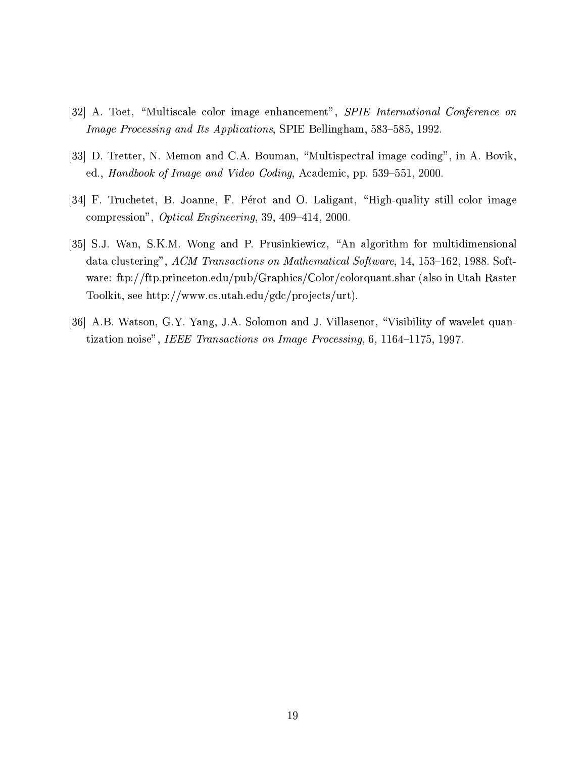[32] A. Toet, "Multiscale color image enhancement", *SPIE International Conference on Image Processing and Its Applications*, SPIE Bellingham, 583–585, 1992.

[33] D. Tretter, N. Memon and C.A. Bouman, "Multispectral image coding", in A. Bovik, ed., *Handbook of Image and Video Coding*, Academic, pp. 539–551, 2000.

[34] F. Truchetet, B. Joanne, F. Pérot and O. Laligant, "High-quality still color image compression", *Optical Engineering*, 39, 409–414, 2000.

[35] S.J. Wan, S.K.M. Wong and P. Prusinkiewicz, "An algorithm for multidimensional data clustering", *ACM Transactions on Mathematical Software*, 14, 153–162, 1988. Software: ftp://ftp.princeton.edu/pub/Graphics/Color/colorquant.shar (also in Utah Raster Toolkit, see http://www.cs.utah.edu/gdc/projects/urt).

[36] A.B. Watson, G.Y. Yang, J.A. Solomon and J. Villasenor, "Visibility of wavelet quantization noise", *IEEE Transactions on Image Processing*, 6, 1164–1175, 1997.